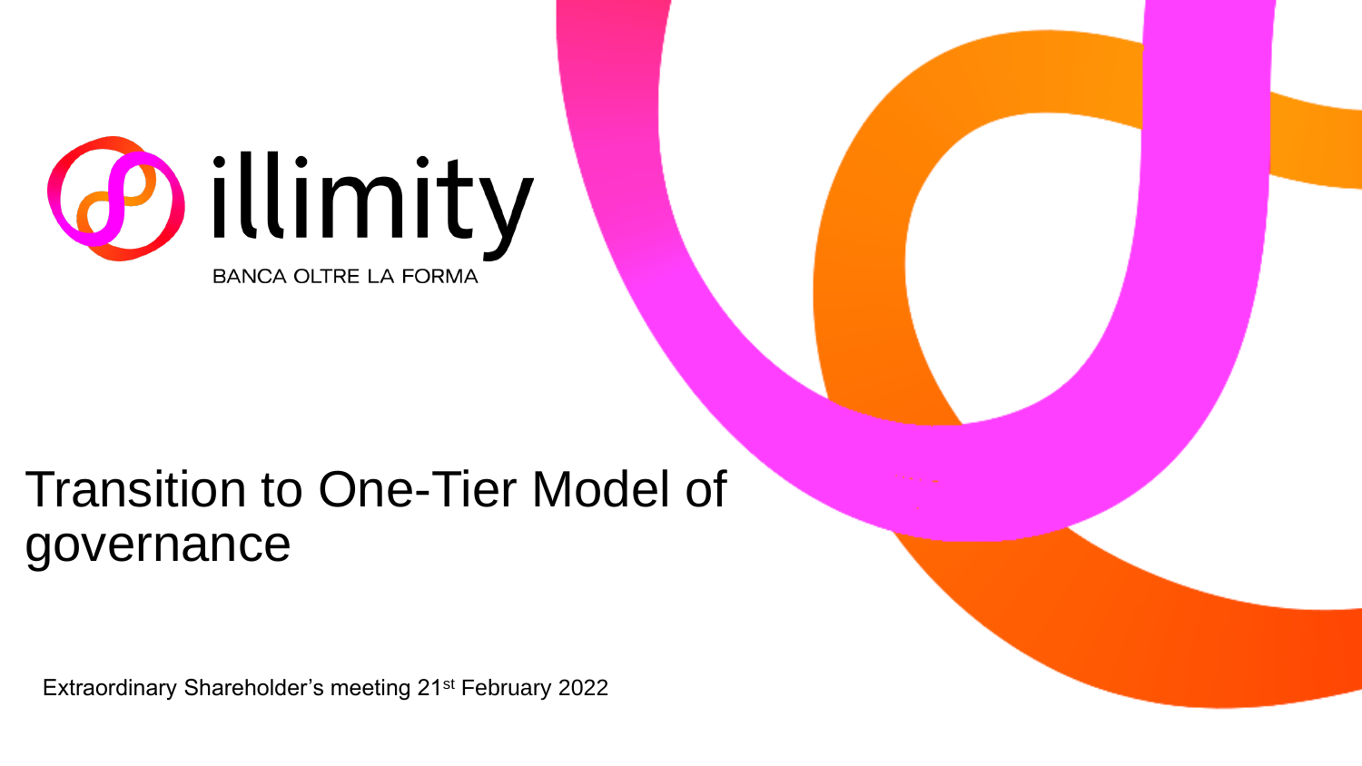illimity

BANCA OLTRE LA FORMA

# Transition to One-Tier Model of governance

Extraordinary Shareholder's meeting 21st February 2022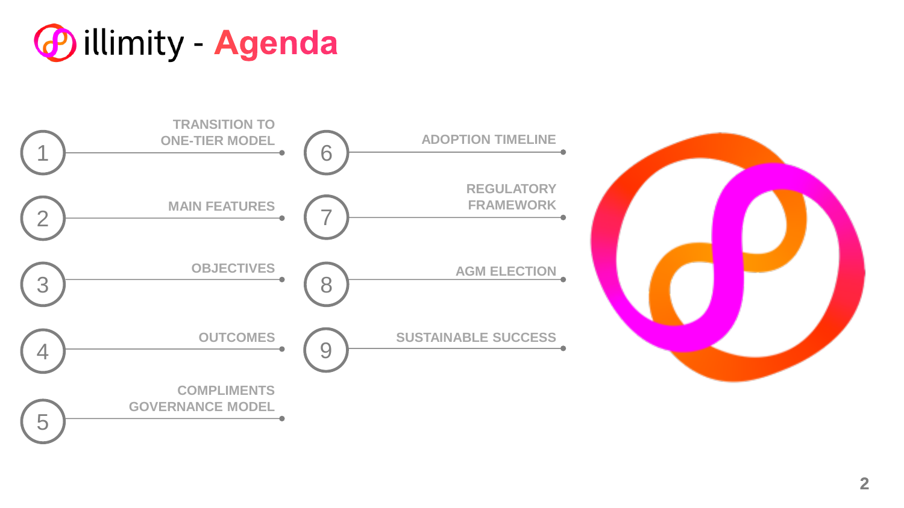# illimity - Agenda

1. TRANSITION TO ONE-TIER MODEL
2. MAIN FEATURES
3. OBJECTIVES
4. OUTCOMES
5. COMPLIMENTS GOVERNANCE MODEL
6. ADOPTION TIMELINE
7. REGULATORY FRAMEWORK
8. AGM ELECTION
9. SUSTAINABLE SUCCESS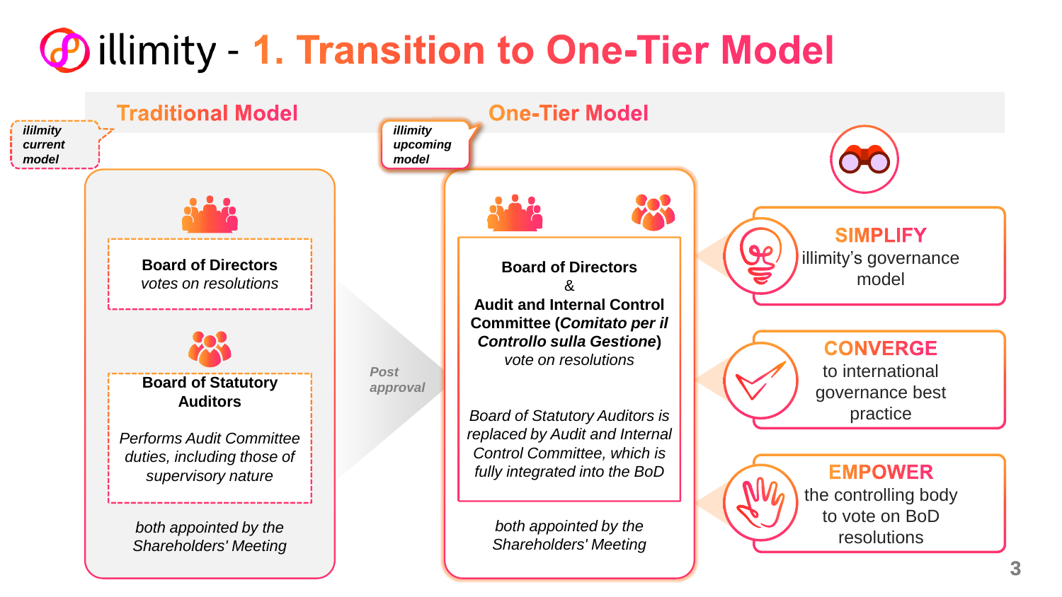# illimity - 1. Transition to One-Tier Model

## Traditional Model

*ililmity current model*

**Board of Directors**
*votes on resolutions*

**Board of Statutory Auditors**

*Performs Audit Committee duties, including those of supervisory nature*

*both appointed by the Shareholders' Meeting*

*Post approval*

## One-Tier Model

*illimity upcoming model*

**Board of Directors**
**&**
**Audit and Internal Control Committee (*Comitato per il Controllo sulla Gestione*)**
*vote on resolutions*

*Board of Statutory Auditors is replaced by Audit and Internal Control Committee, which is fully integrated into the BoD*

*both appointed by the Shareholders' Meeting*

**SIMPLIFY**
illimity's governance model

**CONVERGE**
to international governance best practice

**EMPOWER**
the controlling body to vote on BoD resolutions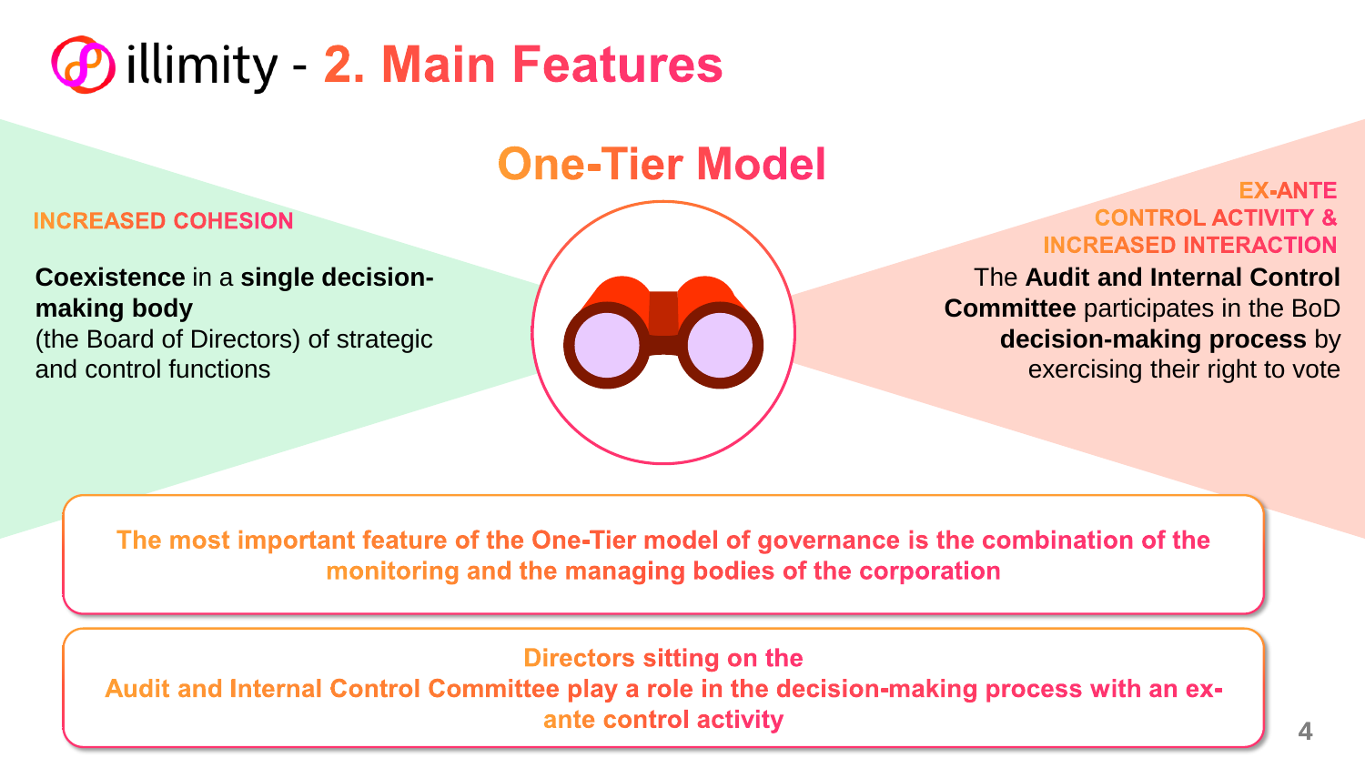# illimity - 2. Main Features

## One-Tier Model

**INCREASED COHESION**

**Coexistence** in a **single decision-making body** (the Board of Directors) of strategic and control functions

**EX-ANTE CONTROL ACTIVITY & INCREASED INTERACTION**

The **Audit and Internal Control Committee** participates in the BoD **decision-making process** by exercising their right to vote

**The most important feature of the One-Tier model of governance is the combination of the monitoring and the managing bodies of the corporation**

**Directors sitting on the Audit and Internal Control Committee play a role in the decision-making process with an ex-ante control activity**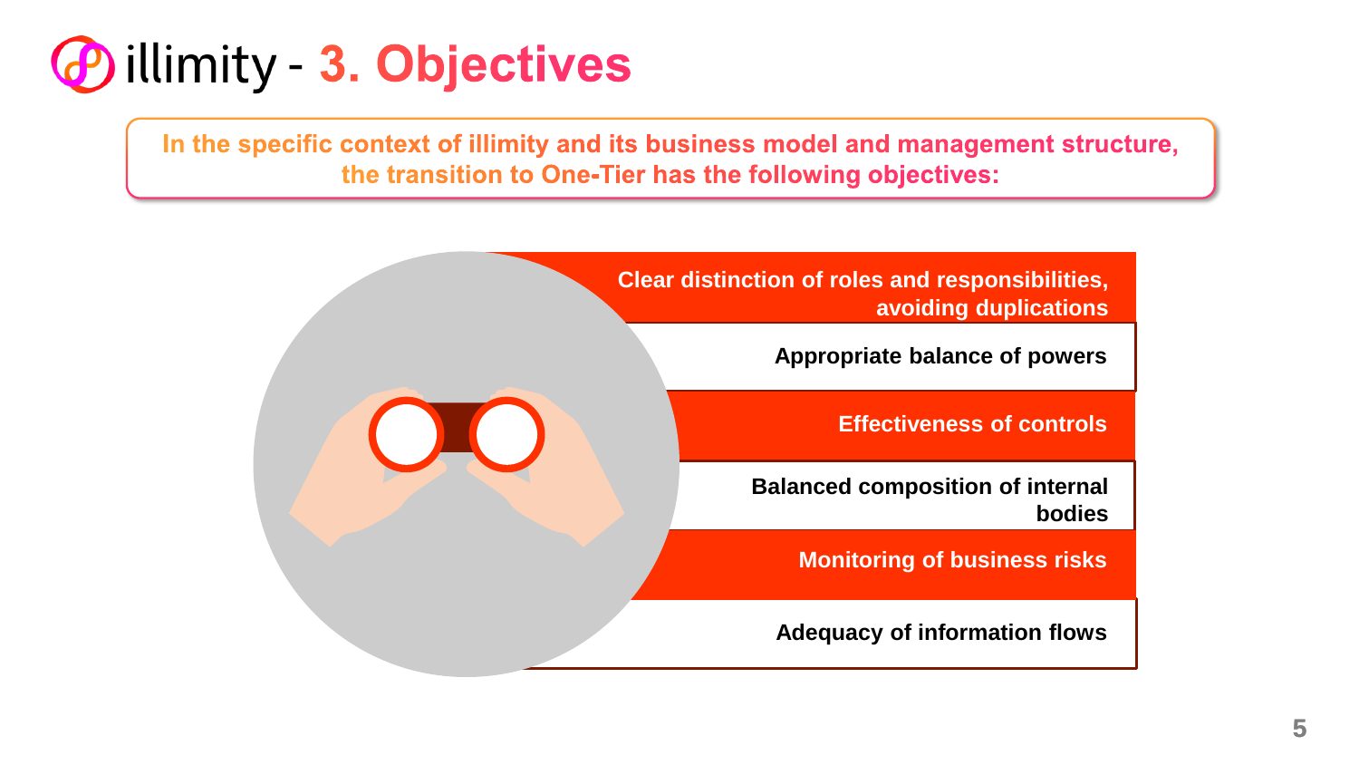# illimity - 3. Objectives

**In the specific context of illimity and its business model and management structure, the transition to One-Tier has the following objectives:**

- **Clear distinction of roles and responsibilities, avoiding duplications**
- **Appropriate balance of powers**
- **Effectiveness of controls**
- **Balanced composition of internal bodies**
- **Monitoring of business risks**
- **Adequacy of information flows**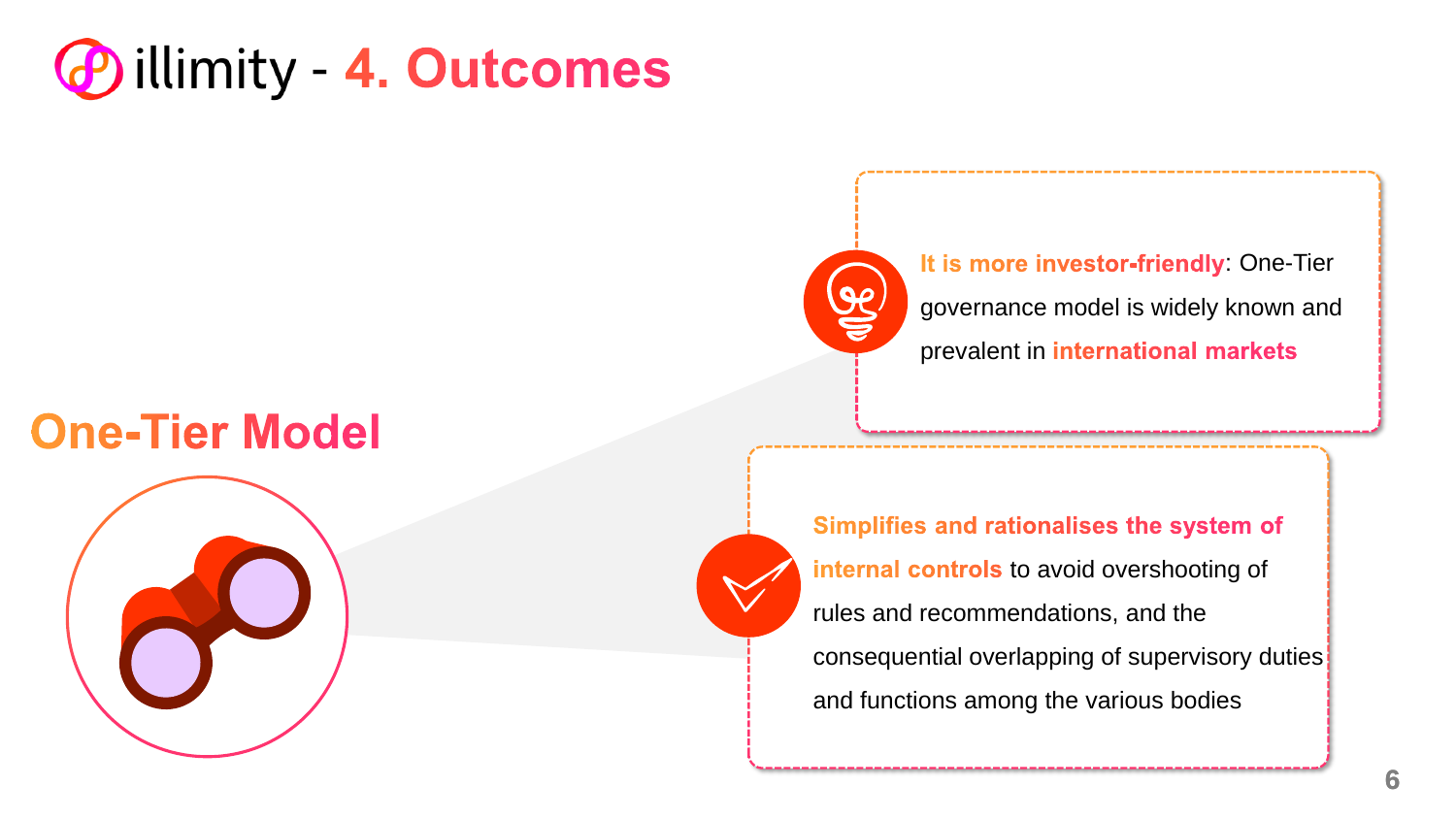# illimity - 4. Outcomes

## One-Tier Model

**It is more investor-friendly**: One-Tier governance model is widely known and prevalent in **international markets**

**Simplifies and rationalises the system of internal controls** to avoid overshooting of rules and recommendations, and the consequential overlapping of supervisory duties and functions among the various bodies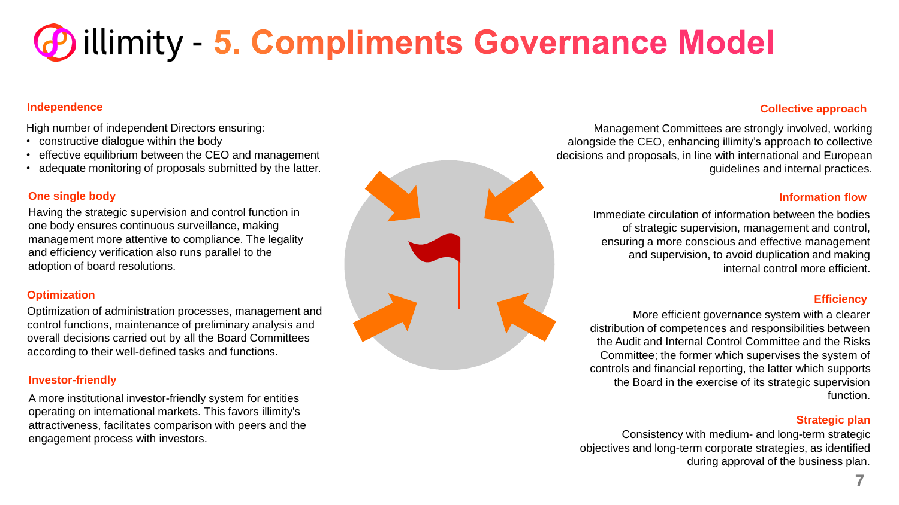# illimity - 5. Compliments Governance Model

## Independence

High number of independent Directors ensuring:

- constructive dialogue within the body
- effective equilibrium between the CEO and management
- adequate monitoring of proposals submitted by the latter.

## One single body

Having the strategic supervision and control function in one body ensures continuous surveillance, making management more attentive to compliance. The legality and efficiency verification also runs parallel to the adoption of board resolutions.

## Optimization

Optimization of administration processes, management and control functions, maintenance of preliminary analysis and overall decisions carried out by all the Board Committees according to their well-defined tasks and functions.

## Investor-friendly

A more institutional investor-friendly system for entities operating on international markets. This favors illimity's attractiveness, facilitates comparison with peers and the engagement process with investors.

## Collective approach

Management Committees are strongly involved, working alongside the CEO, enhancing illimity's approach to collective decisions and proposals, in line with international and European guidelines and internal practices.

## Information flow

Immediate circulation of information between the bodies of strategic supervision, management and control, ensuring a more conscious and effective management and supervision, to avoid duplication and making internal control more efficient.

## Efficiency

More efficient governance system with a clearer distribution of competences and responsibilities between the Audit and Internal Control Committee and the Risks Committee; the former which supervises the system of controls and financial reporting, the latter which supports the Board in the exercise of its strategic supervision function.

## Strategic plan

Consistency with medium- and long-term strategic objectives and long-term corporate strategies, as identified during approval of the business plan.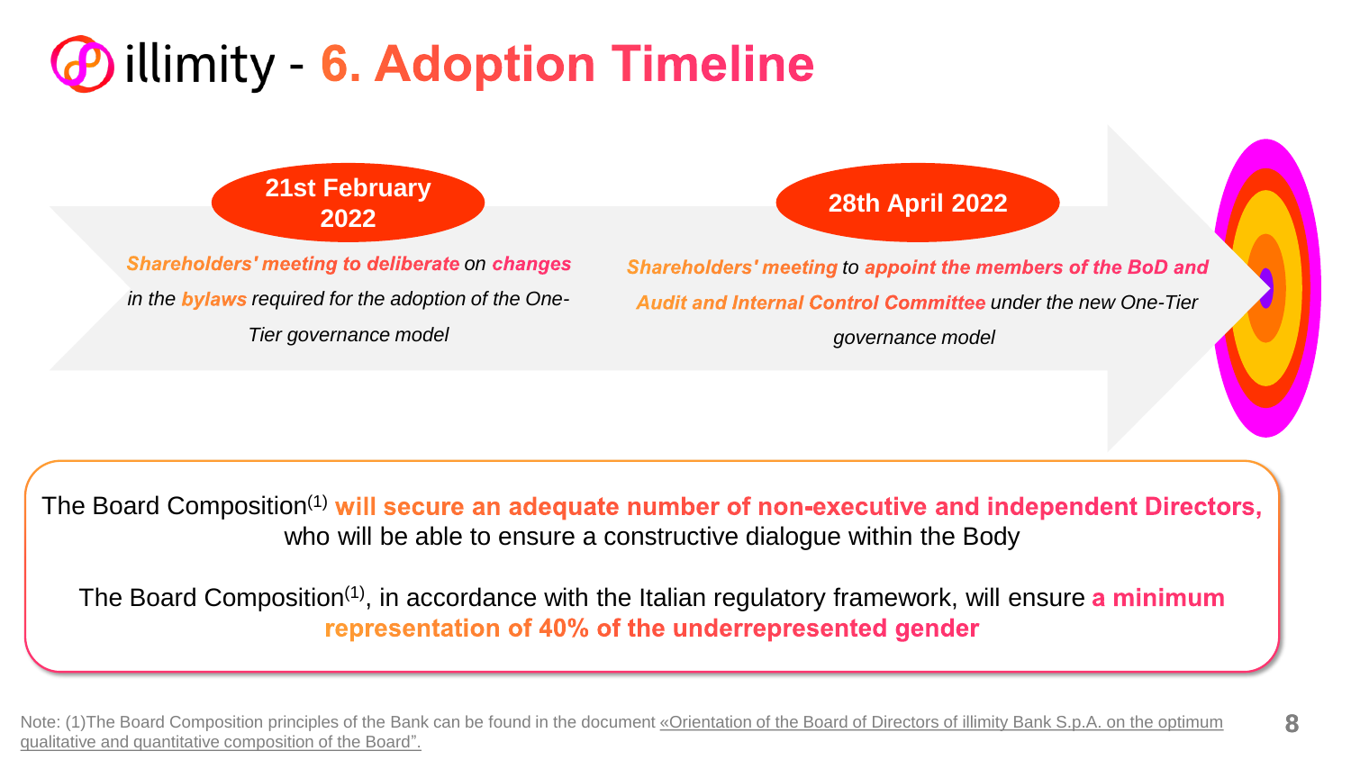# illimity - 6. Adoption Timeline

**21st February 2022**

***Shareholders' meeting to deliberate*** *on* ***changes*** *in the* ***bylaws*** *required for the adoption of the One-Tier governance model*

**28th April 2022**

***Shareholders' meeting*** *to* ***appoint the members of the BoD and Audit and Internal Control Committee*** *under the new One-Tier governance model*

The Board Composition[1] **will secure an adequate number of non-executive and independent Directors,** who will be able to ensure a constructive dialogue within the Body

The Board Composition[1], in accordance with the Italian regulatory framework, will ensure **a minimum representation of 40% of the underrepresented gender**

Note: (1)The Board Composition principles of the Bank can be found in the document «Orientation of the Board of Directors of illimity Bank S.p.A. on the optimum qualitative and quantitative composition of the Board".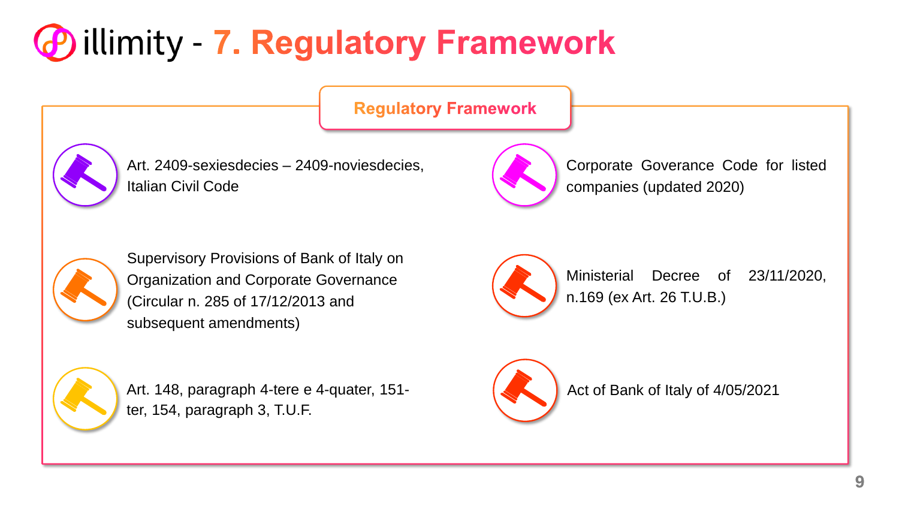# illimity - 7. Regulatory Framework

## Regulatory Framework

- Art. 2409-sexiesdecies – 2409-noviesdecies, Italian Civil Code
- Corporate Goverance Code for listed companies (updated 2020)
- Supervisory Provisions of Bank of Italy on Organization and Corporate Governance (Circular n. 285 of 17/12/2013 and subsequent amendments)
- Ministerial Decree of 23/11/2020, n.169 (ex Art. 26 T.U.B.)
- Art. 148, paragraph 4-tere e 4-quater, 151-ter, 154, paragraph 3, T.U.F.
- Act of Bank of Italy of 4/05/2021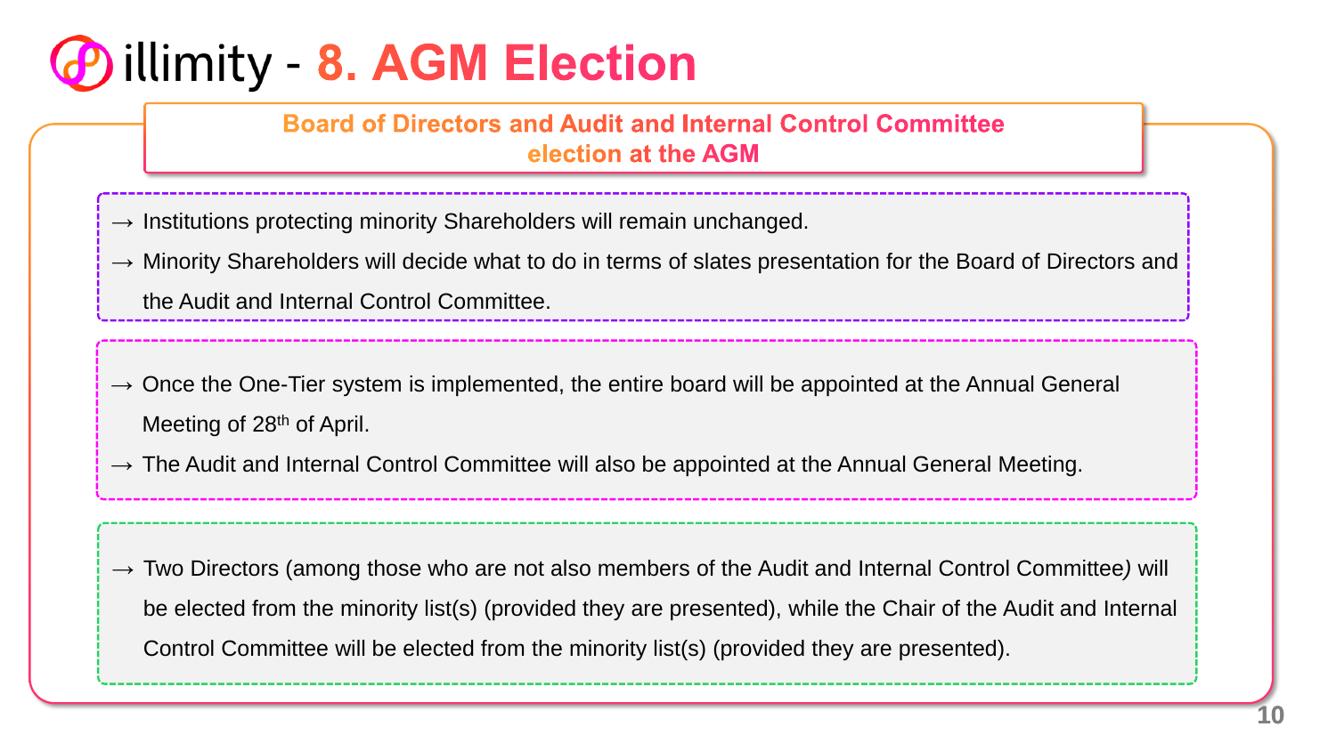# illimity - 8. AGM Election

## Board of Directors and Audit and Internal Control Committee election at the AGM

→ Institutions protecting minority Shareholders will remain unchanged.

→ Minority Shareholders will decide what to do in terms of slates presentation for the Board of Directors and the Audit and Internal Control Committee.

→ Once the One-Tier system is implemented, the entire board will be appointed at the Annual General Meeting of 28th of April.

→ The Audit and Internal Control Committee will also be appointed at the Annual General Meeting.

→ Two Directors (among those who are not also members of the Audit and Internal Control Committee) will be elected from the minority list(s) (provided they are presented), while the Chair of the Audit and Internal Control Committee will be elected from the minority list(s) (provided they are presented).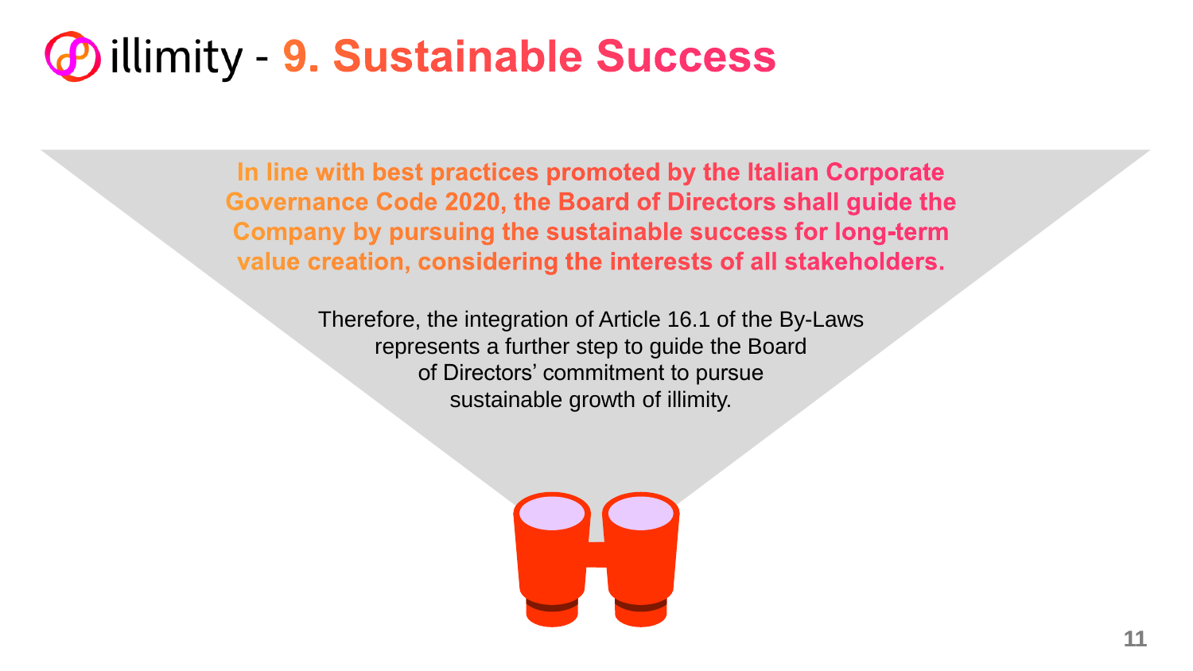# illimity - 9. Sustainable Success

**In line with best practices promoted by the Italian Corporate Governance Code 2020, the Board of Directors shall guide the Company by pursuing the sustainable success for long-term value creation, considering the interests of all stakeholders.**

Therefore, the integration of Article 16.1 of the By-Laws represents a further step to guide the Board of Directors' commitment to pursue sustainable growth of illimity.